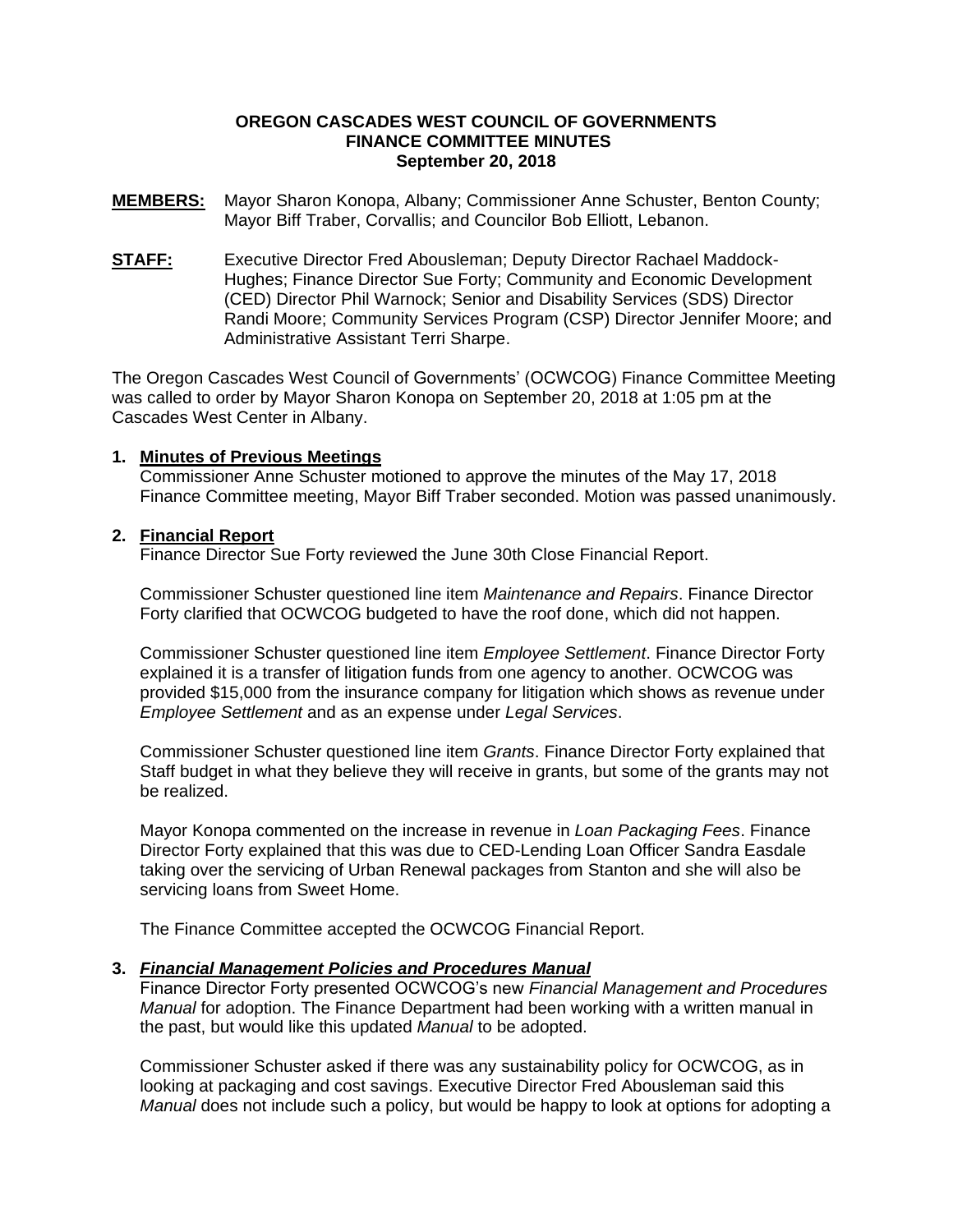**OREGON CASCADES WEST COUNCIL OF GOVERNMENTS**
**FINANCE COMMITTEE MINUTES**
**September 20, 2018**

**MEMBERS:** Mayor Sharon Konopa, Albany; Commissioner Anne Schuster, Benton County; Mayor Biff Traber, Corvallis; and Councilor Bob Elliott, Lebanon.

**STAFF:** Executive Director Fred Abousleman; Deputy Director Rachael Maddock-Hughes; Finance Director Sue Forty; Community and Economic Development (CED) Director Phil Warnock; Senior and Disability Services (SDS) Director Randi Moore; Community Services Program (CSP) Director Jennifer Moore; and Administrative Assistant Terri Sharpe.

The Oregon Cascades West Council of Governments' (OCWCOG) Finance Committee Meeting was called to order by Mayor Sharon Konopa on September 20, 2018 at 1:05 pm at the Cascades West Center in Albany.

1. **Minutes of Previous Meetings**
   Commissioner Anne Schuster motioned to approve the minutes of the May 17, 2018 Finance Committee meeting, Mayor Biff Traber seconded. Motion was passed unanimously.

2. **Financial Report**
   Finance Director Sue Forty reviewed the June 30th Close Financial Report.

   Commissioner Schuster questioned line item *Maintenance and Repairs*. Finance Director Forty clarified that OCWCOG budgeted to have the roof done, which did not happen.

   Commissioner Schuster questioned line item *Employee Settlement*. Finance Director Forty explained it is a transfer of litigation funds from one agency to another. OCWCOG was provided $15,000 from the insurance company for litigation which shows as revenue under *Employee Settlement* and as an expense under *Legal Services*.

   Commissioner Schuster questioned line item *Grants*. Finance Director Forty explained that Staff budget in what they believe they will receive in grants, but some of the grants may not be realized.

   Mayor Konopa commented on the increase in revenue in *Loan Packaging Fees*. Finance Director Forty explained that this was due to CED-Lending Loan Officer Sandra Easdale taking over the servicing of Urban Renewal packages from Stanton and she will also be servicing loans from Sweet Home.

   The Finance Committee accepted the OCWCOG Financial Report.

3. ***Financial Management Policies and Procedures Manual***
   Finance Director Forty presented OCWCOG's new *Financial Management and Procedures Manual* for adoption. The Finance Department had been working with a written manual in the past, but would like this updated *Manual* to be adopted.

   Commissioner Schuster asked if there was any sustainability policy for OCWCOG, as in looking at packaging and cost savings. Executive Director Fred Abousleman said this *Manual* does not include such a policy, but would be happy to look at options for adopting a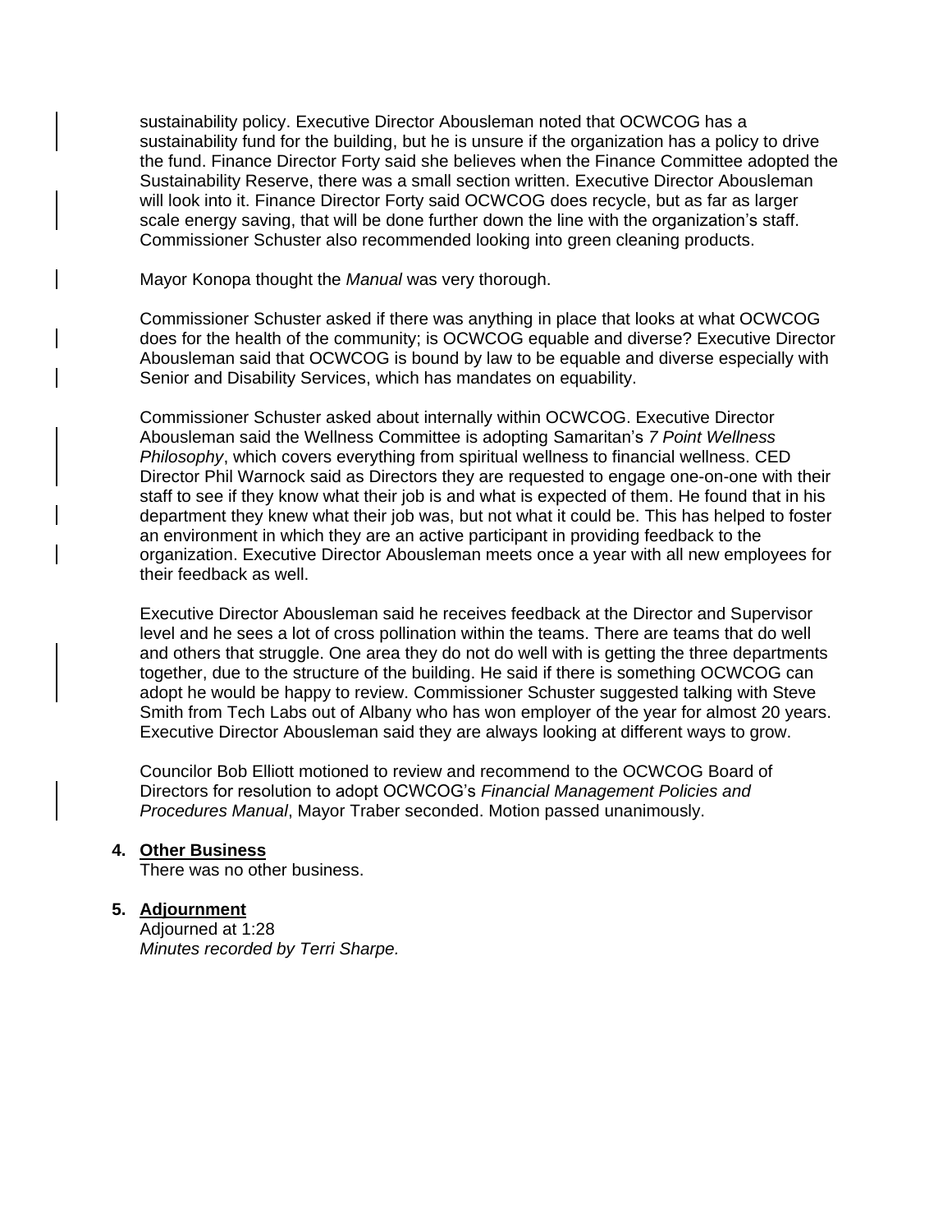sustainability policy. Executive Director Abousleman noted that OCWCOG has a sustainability fund for the building, but he is unsure if the organization has a policy to drive the fund. Finance Director Forty said she believes when the Finance Committee adopted the Sustainability Reserve, there was a small section written. Executive Director Abousleman will look into it. Finance Director Forty said OCWCOG does recycle, but as far as larger scale energy saving, that will be done further down the line with the organization's staff. Commissioner Schuster also recommended looking into green cleaning products.

Mayor Konopa thought the *Manual* was very thorough.

Commissioner Schuster asked if there was anything in place that looks at what OCWCOG does for the health of the community; is OCWCOG equable and diverse? Executive Director Abousleman said that OCWCOG is bound by law to be equable and diverse especially with Senior and Disability Services, which has mandates on equability.

Commissioner Schuster asked about internally within OCWCOG. Executive Director Abousleman said the Wellness Committee is adopting Samaritan's *7 Point Wellness Philosophy*, which covers everything from spiritual wellness to financial wellness. CED Director Phil Warnock said as Directors they are requested to engage one-on-one with their staff to see if they know what their job is and what is expected of them. He found that in his department they knew what their job was, but not what it could be. This has helped to foster an environment in which they are an active participant in providing feedback to the organization. Executive Director Abousleman meets once a year with all new employees for their feedback as well.

Executive Director Abousleman said he receives feedback at the Director and Supervisor level and he sees a lot of cross pollination within the teams. There are teams that do well and others that struggle. One area they do not do well with is getting the three departments together, due to the structure of the building. He said if there is something OCWCOG can adopt he would be happy to review. Commissioner Schuster suggested talking with Steve Smith from Tech Labs out of Albany who has won employer of the year for almost 20 years. Executive Director Abousleman said they are always looking at different ways to grow.

Councilor Bob Elliott motioned to review and recommend to the OCWCOG Board of Directors for resolution to adopt OCWCOG's *Financial Management Policies and Procedures Manual*, Mayor Traber seconded. Motion passed unanimously.

4. **Other Business**
   There was no other business.

5. **Adjournment**
   Adjourned at 1:28
   *Minutes recorded by Terri Sharpe.*